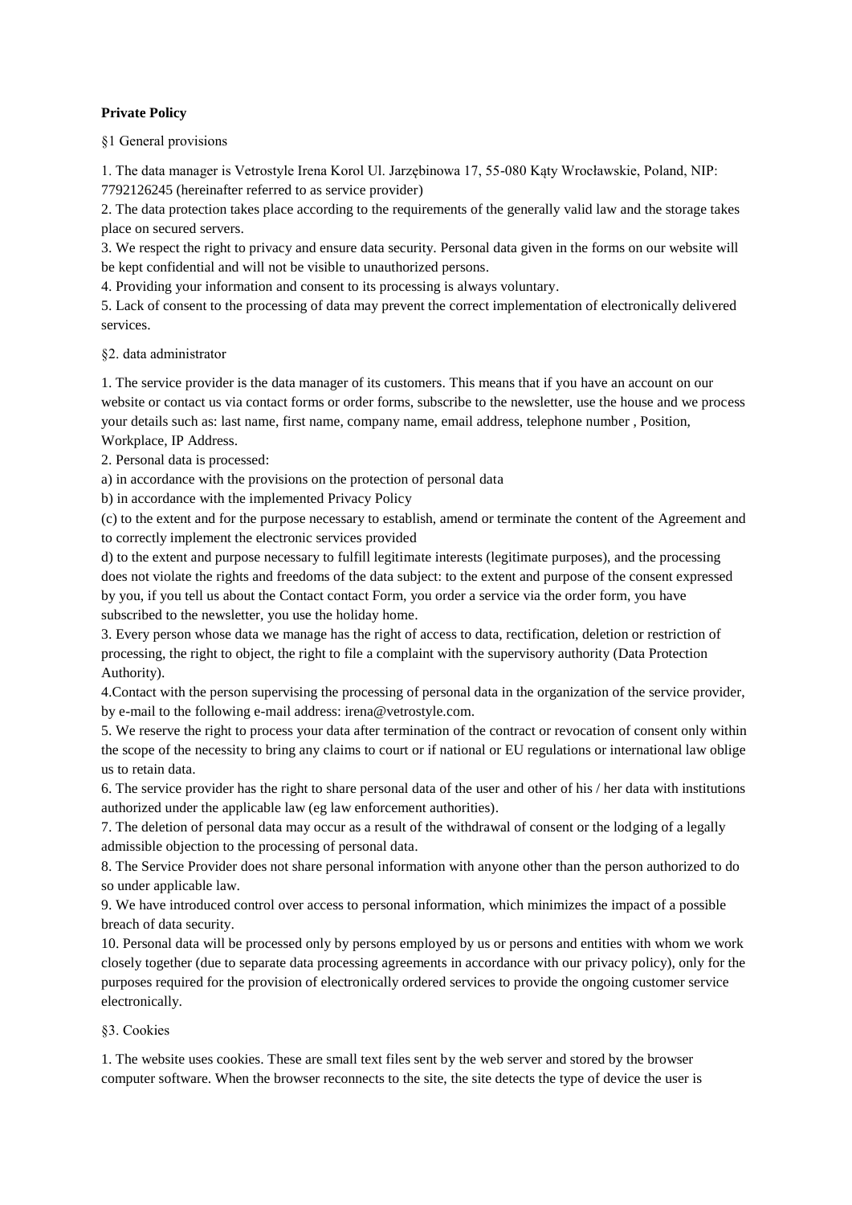**Private Policy**

§1 General provisions

1. The data manager is Vetrostyle Irena Korol Ul. Jarzębinowa 17, 55-080 Kąty Wrocławskie, Poland, NIP: 7792126245 (hereinafter referred to as service provider)
2. The data protection takes place according to the requirements of the generally valid law and the storage takes place on secured servers.
3. We respect the right to privacy and ensure data security. Personal data given in the forms on our website will be kept confidential and will not be visible to unauthorized persons.
4. Providing your information and consent to its processing is always voluntary.
5. Lack of consent to the processing of data may prevent the correct implementation of electronically delivered services.

§2. data administrator

1. The service provider is the data manager of its customers. This means that if you have an account on our website or contact us via contact forms or order forms, subscribe to the newsletter, use the house and we process your details such as: last name, first name, company name, email address, telephone number , Position, Workplace, IP Address.
2. Personal data is processed:

a) in accordance with the provisions on the protection of personal data

b) in accordance with the implemented Privacy Policy

(c) to the extent and for the purpose necessary to establish, amend or terminate the content of the Agreement and to correctly implement the electronic services provided

d) to the extent and purpose necessary to fulfill legitimate interests (legitimate purposes), and the processing does not violate the rights and freedoms of the data subject: to the extent and purpose of the consent expressed by you, if you tell us about the Contact contact Form, you order a service via the order form, you have subscribed to the newsletter, you use the holiday home.

3. Every person whose data we manage has the right of access to data, rectification, deletion or restriction of processing, the right to object, the right to file a complaint with the supervisory authority (Data Protection Authority).
4. Contact with the person supervising the processing of personal data in the organization of the service provider, by e-mail to the following e-mail address: irena@vetrostyle.com.
5. We reserve the right to process your data after termination of the contract or revocation of consent only within the scope of the necessity to bring any claims to court or if national or EU regulations or international law oblige us to retain data.
6. The service provider has the right to share personal data of the user and other of his / her data with institutions authorized under the applicable law (eg law enforcement authorities).
7. The deletion of personal data may occur as a result of the withdrawal of consent or the lodging of a legally admissible objection to the processing of personal data.
8. The Service Provider does not share personal information with anyone other than the person authorized to do so under applicable law.
9. We have introduced control over access to personal information, which minimizes the impact of a possible breach of data security.
10. Personal data will be processed only by persons employed by us or persons and entities with whom we work closely together (due to separate data processing agreements in accordance with our privacy policy), only for the purposes required for the provision of electronically ordered services to provide the ongoing customer service electronically.

§3. Cookies

1. The website uses cookies. These are small text files sent by the web server and stored by the browser computer software. When the browser reconnects to the site, the site detects the type of device the user is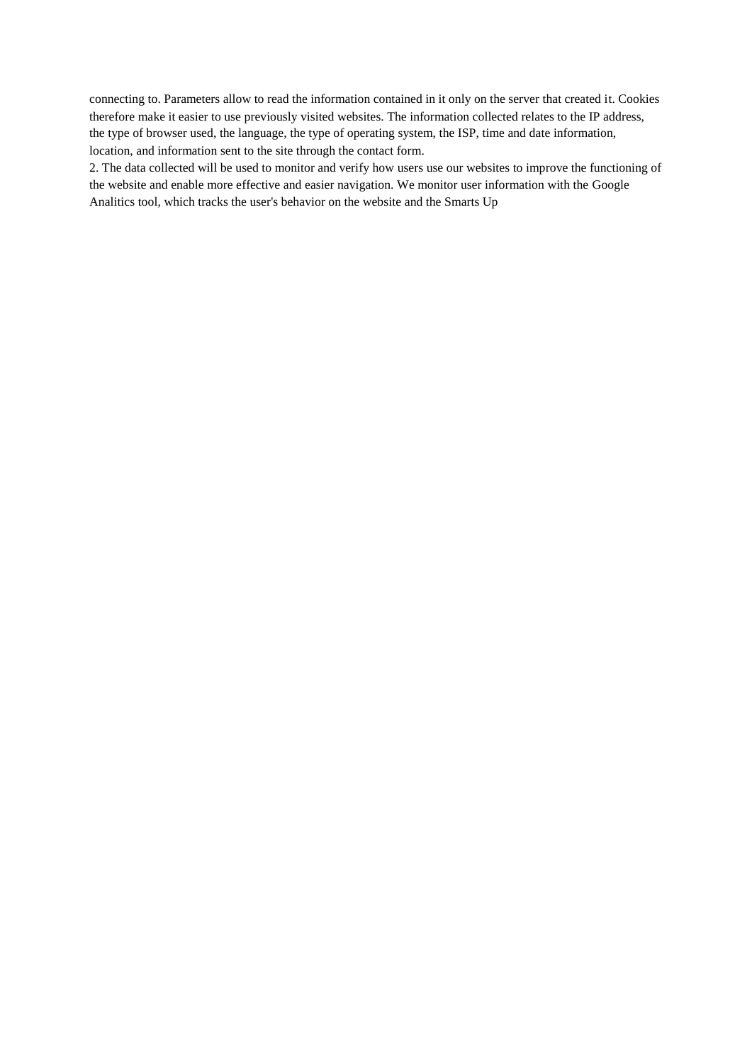connecting to. Parameters allow to read the information contained in it only on the server that created it. Cookies therefore make it easier to use previously visited websites. The information collected relates to the IP address, the type of browser used, the language, the type of operating system, the ISP, time and date information, location, and information sent to the site through the contact form.

2. The data collected will be used to monitor and verify how users use our websites to improve the functioning of the website and enable more effective and easier navigation. We monitor user information with the Google Analitics tool, which tracks the user's behavior on the website and the Smarts Up